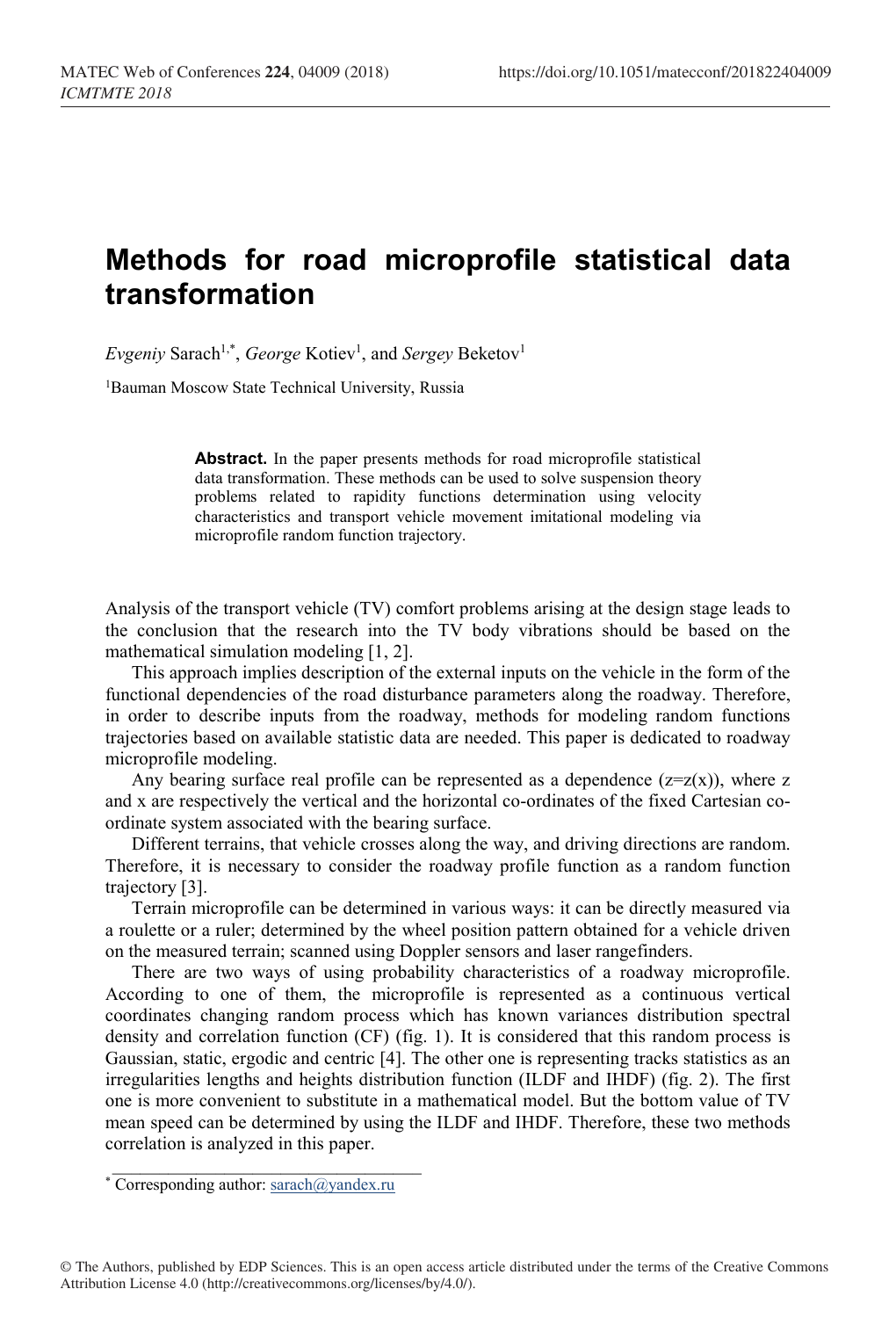# Methods for road microprofile statistical data transformation

*Evgeniy* Sarach[1,*], *George* Kotiev[1], and *Sergey* Beketov[1]

[1]Bauman Moscow State Technical University, Russia

> **Abstract.** In the paper presents methods for road microprofile statistical data transformation. These methods can be used to solve suspension theory problems related to rapidity functions determination using velocity characteristics and transport vehicle movement imitational modeling via microprofile random function trajectory.

Analysis of the transport vehicle (TV) comfort problems arising at the design stage leads to the conclusion that the research into the TV body vibrations should be based on the mathematical simulation modeling [1, 2].

This approach implies description of the external inputs on the vehicle in the form of the functional dependencies of the road disturbance parameters along the roadway. Therefore, in order to describe inputs from the roadway, methods for modeling random functions trajectories based on available statistic data are needed. This paper is dedicated to roadway microprofile modeling.

Any bearing surface real profile can be represented as a dependence ($z=z(x)$), where z and x are respectively the vertical and the horizontal co-ordinates of the fixed Cartesian co-ordinate system associated with the bearing surface.

Different terrains, that vehicle crosses along the way, and driving directions are random. Therefore, it is necessary to consider the roadway profile function as a random function trajectory [3].

Terrain microprofile can be determined in various ways: it can be directly measured via a roulette or a ruler; determined by the wheel position pattern obtained for a vehicle driven on the measured terrain; scanned using Doppler sensors and laser rangefinders.

There are two ways of using probability characteristics of a roadway microprofile. According to one of them, the microprofile is represented as a continuous vertical coordinates changing random process which has known variances distribution spectral density and correlation function (CF) (fig. 1). It is considered that this random process is Gaussian, static, ergodic and centric [4]. The other one is representing tracks statistics as an irregularities lengths and heights distribution function (ILDF and IHDF) (fig. 2). The first one is more convenient to substitute in a mathematical model. But the bottom value of TV mean speed can be determined by using the ILDF and IHDF. Therefore, these two methods correlation is analyzed in this paper.

---

[*] Corresponding author: sarach@yandex.ru

© The Authors, published by EDP Sciences. This is an open access article distributed under the terms of the Creative Commons Attribution License 4.0 (http://creativecommons.org/licenses/by/4.0/).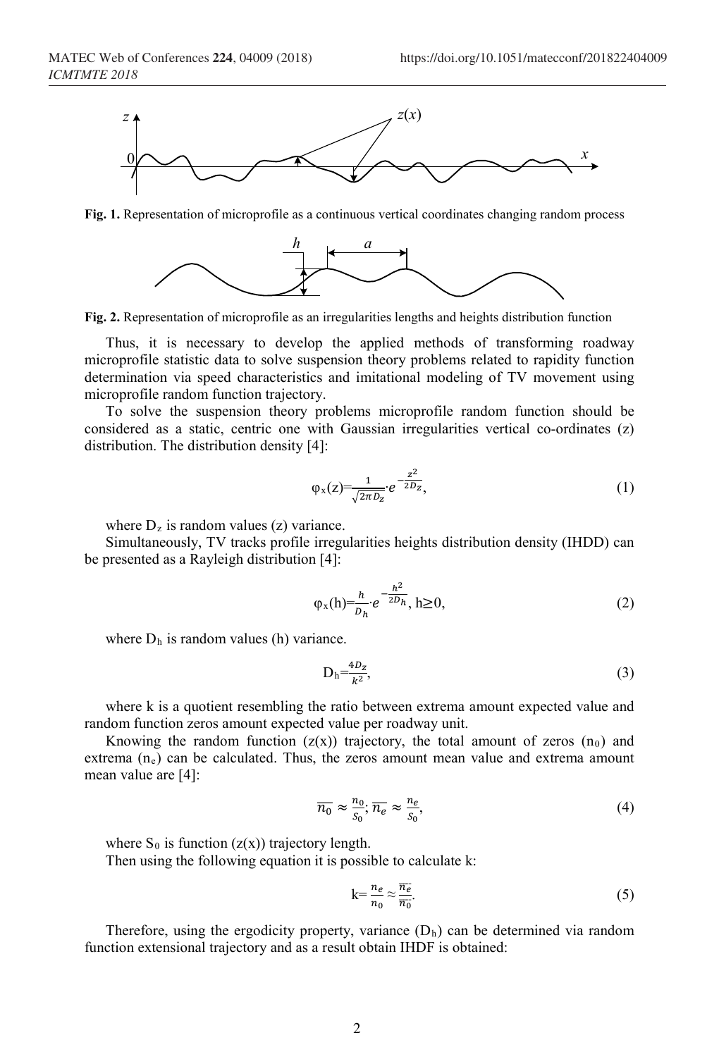**Fig. 1.** Representation of microprofile as a continuous vertical coordinates changing random process

**Fig. 2.** Representation of microprofile as an irregularities lengths and heights distribution function

Thus, it is necessary to develop the applied methods of transforming roadway microprofile statistic data to solve suspension theory problems related to rapidity function determination via speed characteristics and imitational modeling of TV movement using microprofile random function trajectory.

To solve the suspension theory problems microprofile random function should be considered as a static, centric one with Gaussian irregularities vertical co-ordinates (z) distribution. The distribution density [4]:

$$\varphi_x(z)=\frac{1}{\sqrt{2\pi D_z}}\cdot e^{-\frac{z^2}{2D_z}}, \tag{1}$$

where $D_z$ is random values (z) variance.

Simultaneously, TV tracks profile irregularities heights distribution density (IHDD) can be presented as a Rayleigh distribution [4]:

$$\varphi_x(h)=\frac{h}{D_h}\cdot e^{-\frac{h^2}{2D_h}},\ h\geq 0, \tag{2}$$

where $D_h$ is random values (h) variance.

$$D_h=\frac{4D_z}{k^2}, \tag{3}$$

where k is a quotient resembling the ratio between extrema amount expected value and random function zeros amount expected value per roadway unit.

Knowing the random function (z(x)) trajectory, the total amount of zeros ($n_0$) and extrema ($n_e$) can be calculated. Thus, the zeros amount mean value and extrema amount mean value are [4]:

$$\overline{n_0} \approx \frac{n_0}{S_0};\ \overline{n_e} \approx \frac{n_e}{S_0}, \tag{4}$$

where $S_0$ is function (z(x)) trajectory length.

Then using the following equation it is possible to calculate k:

$$k=\frac{n_e}{n_0}\approx\frac{\overline{n_e}}{\overline{n_0}}. \tag{5}$$

Therefore, using the ergodicity property, variance ($D_h$) can be determined via random function extensional trajectory and as a result obtain IHDF is obtained: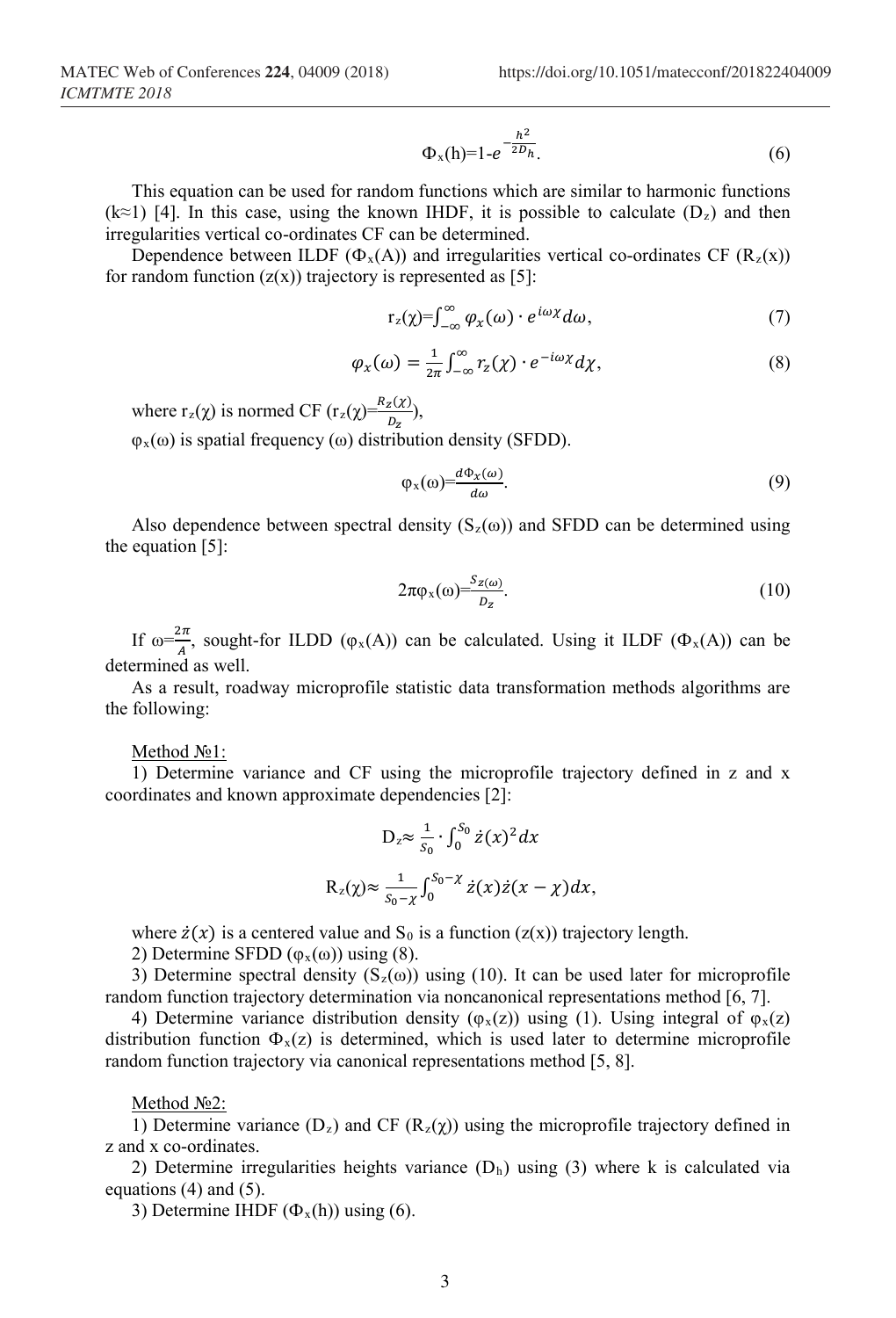$$\Phi_x(h)=1-e^{-\frac{h^2}{2D_h}}. \tag{6}$$

This equation can be used for random functions which are similar to harmonic functions ($k\approx1$) [4]. In this case, using the known IHDF, it is possible to calculate ($D_z$) and then irregularities vertical co-ordinates CF can be determined.

Dependence between ILDF ($\Phi_x(A)$) and irregularities vertical co-ordinates CF ($R_z(x)$) for random function ($z(x)$) trajectory is represented as [5]:

$$r_z(\chi)=\int_{-\infty}^{\infty}\varphi_x(\omega)\cdot e^{i\omega\chi}d\omega, \tag{7}$$

$$\varphi_x(\omega)=\frac{1}{2\pi}\int_{-\infty}^{\infty}r_z(\chi)\cdot e^{-i\omega\chi}d\chi, \tag{8}$$

where $r_z(\chi)$ is normed CF ($r_z(\chi)=\frac{R_z(\chi)}{D_z}$),

$\varphi_x(\omega)$ is spatial frequency ($\omega$) distribution density (SFDD).

$$\varphi_x(\omega)=\frac{d\Phi_x(\omega)}{d\omega}. \tag{9}$$

Also dependence between spectral density ($S_z(\omega)$) and SFDD can be determined using the equation [5]:

$$2\pi\varphi_x(\omega)=\frac{S_{z(\omega)}}{D_z}. \tag{10}$$

If $\omega=\frac{2\pi}{A}$, sought-for ILDD ($\varphi_x(A)$) can be calculated. Using it ILDF ($\Phi_x(A)$) can be determined as well.

As a result, roadway microprofile statistic data transformation methods algorithms are the following:

Method №1:

1) Determine variance and CF using the microprofile trajectory defined in z and x coordinates and known approximate dependencies [2]:

$$D_z\approx\frac{1}{S_0}\cdot\int_0^{S_0}\dot{z}(x)^2dx$$

$$R_z(\chi)\approx\frac{1}{S_0-\chi}\int_0^{S_0-\chi}\dot{z}(x)\dot{z}(x-\chi)dx,$$

where $\dot{z}(x)$ is a centered value and $S_0$ is a function ($z(x)$) trajectory length.

2) Determine SFDD ($\varphi_x(\omega)$) using (8).

3) Determine spectral density ($S_z(\omega)$) using (10). It can be used later for microprofile random function trajectory determination via noncanonical representations method [6, 7].

4) Determine variance distribution density ($\varphi_x(z)$) using (1). Using integral of $\varphi_x(z)$ distribution function $\Phi_x(z)$ is determined, which is used later to determine microprofile random function trajectory via canonical representations method [5, 8].

Method №2:

1) Determine variance ($D_z$) and CF ($R_z(\chi)$) using the microprofile trajectory defined in z and x co-ordinates.

2) Determine irregularities heights variance ($D_h$) using (3) where k is calculated via equations (4) and (5).

3) Determine IHDF ($\Phi_x(h)$) using (6).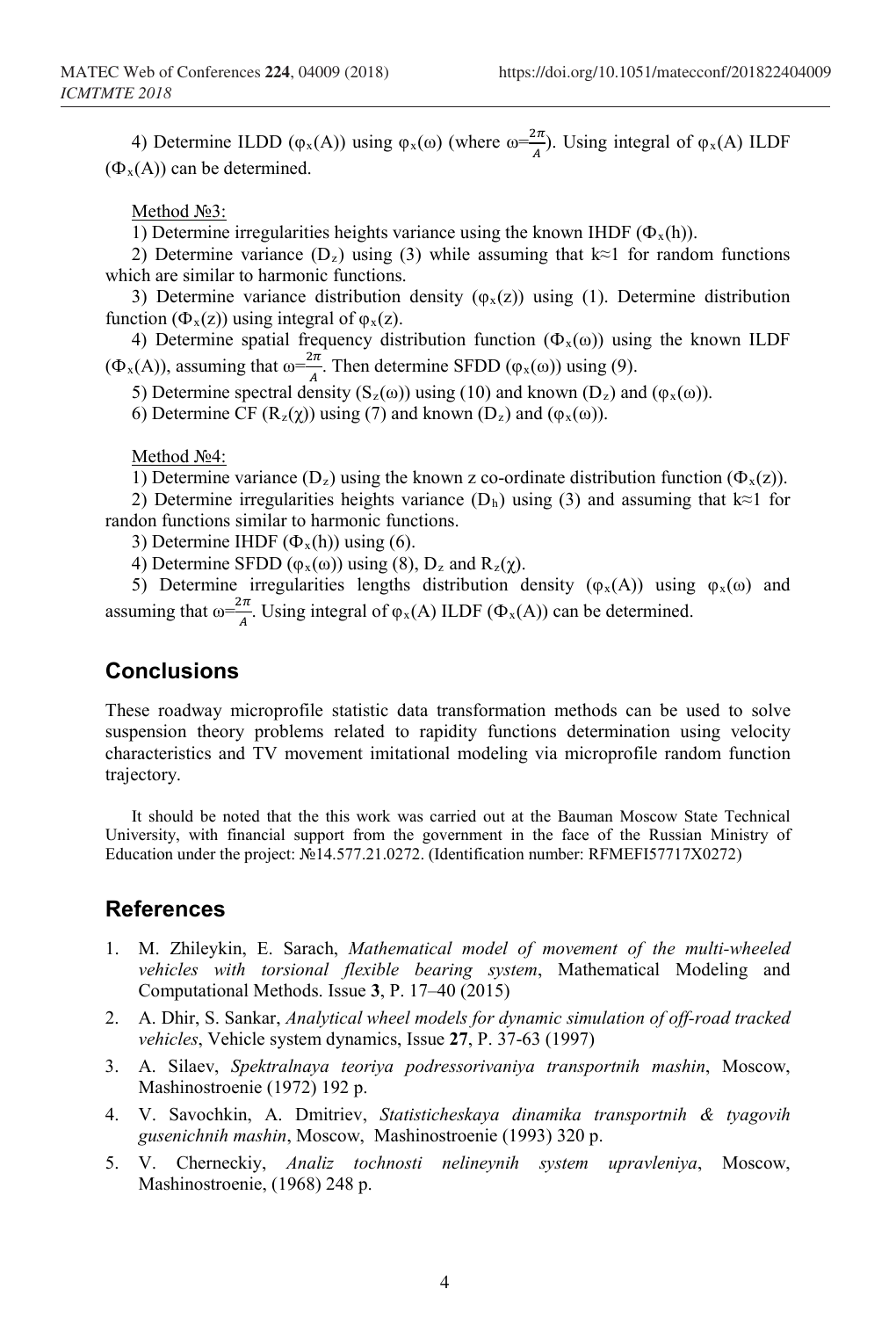4) Determine ILDD ($\varphi_x(A)$) using $\varphi_x(\omega)$ (where $\omega=\frac{2\pi}{A}$). Using integral of $\varphi_x(A)$ ILDF ($\Phi_x(A)$) can be determined.

Method №3:

1) Determine irregularities heights variance using the known IHDF ($\Phi_x(h)$).

2) Determine variance ($D_z$) using (3) while assuming that $k\approx1$ for random functions which are similar to harmonic functions.

3) Determine variance distribution density ($\varphi_x(z)$) using (1). Determine distribution function ($\Phi_x(z)$) using integral of $\varphi_x(z)$.

4) Determine spatial frequency distribution function ($\Phi_x(\omega)$) using the known ILDF ($\Phi_x(A)$), assuming that $\omega=\frac{2\pi}{A}$. Then determine SFDD ($\varphi_x(\omega)$) using (9).

5) Determine spectral density ($S_z(\omega)$) using (10) and known ($D_z$) and ($\varphi_x(\omega)$).

6) Determine CF ($R_z(\chi)$) using (7) and known ($D_z$) and ($\varphi_x(\omega)$).

Method №4:

1) Determine variance ($D_z$) using the known z co-ordinate distribution function ($\Phi_x(z)$).

2) Determine irregularities heights variance ($D_h$) using (3) and assuming that $k\approx1$ for randon functions similar to harmonic functions.

3) Determine IHDF ($\Phi_x(h)$) using (6).

4) Determine SFDD ($\varphi_x(\omega)$) using (8), $D_z$ and $R_z(\chi)$.

5) Determine irregularities lengths distribution density ($\varphi_x(A)$) using $\varphi_x(\omega)$ and assuming that $\omega=\frac{2\pi}{A}$. Using integral of $\varphi_x(A)$ ILDF ($\Phi_x(A)$) can be determined.

## Conclusions

These roadway microprofile statistic data transformation methods can be used to solve suspension theory problems related to rapidity functions determination using velocity characteristics and TV movement imitational modeling via microprofile random function trajectory.

It should be noted that the this work was carried out at the Bauman Moscow State Technical University, with financial support from the government in the face of the Russian Ministry of Education under the project: №14.577.21.0272. (Identification number: RFMEFI57717X0272)

## References

1. M. Zhileykin, E. Sarach, *Mathematical model of movement of the multi-wheeled vehicles with torsional flexible bearing system*, Mathematical Modeling and Computational Methods. Issue **3**, P. 17–40 (2015)
2. A. Dhir, S. Sankar, *Analytical wheel models for dynamic simulation of off-road tracked vehicles*, Vehicle system dynamics, Issue **27**, P. 37-63 (1997)
3. A. Silaev, *Spektralnaya teoriya podressorivaniya transportnih mashin*, Moscow, Mashinostroenie (1972) 192 p.
4. V. Savochkin, A. Dmitriev, *Statisticheskaya dinamika transportnih & tyagovih gusenichnih mashin*, Moscow, Mashinostroenie (1993) 320 p.
5. V. Cherneckiy, *Analiz tochnosti nelineynih system upravleniya*, Moscow, Mashinostroenie, (1968) 248 p.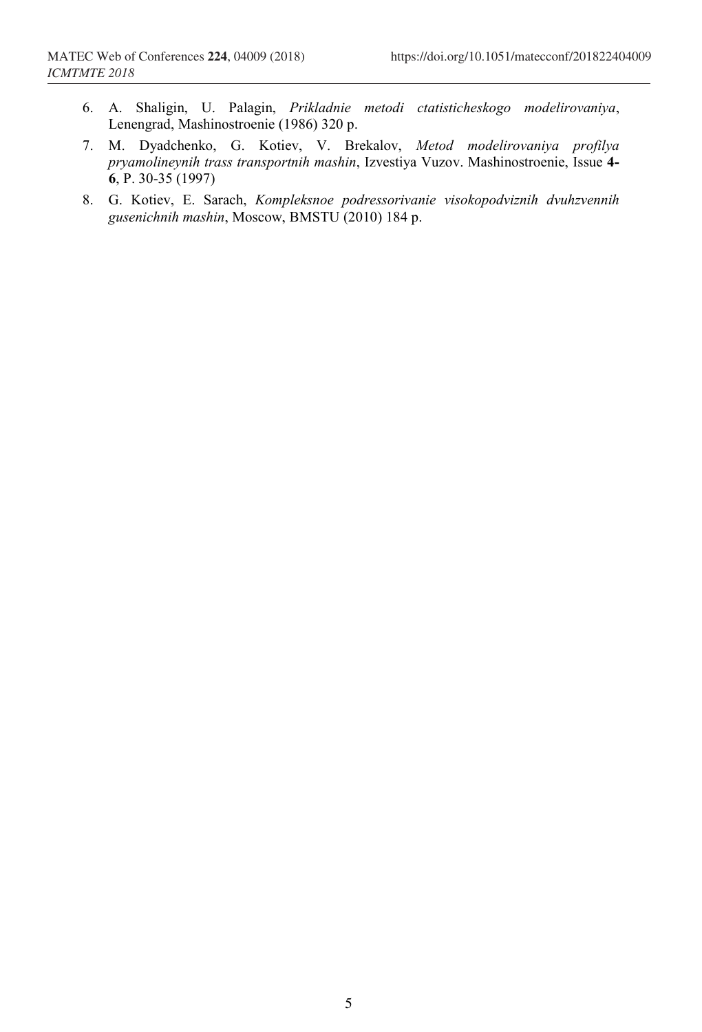6. A. Shaligin, U. Palagin, *Prikladnie metodi ctatisticheskogo modelirovaniya*, Lenengrad, Mashinostroenie (1986) 320 p.
7. M. Dyadchenko, G. Kotiev, V. Brekalov, *Metod modelirovaniya profilya pryamolineynih trass transportnih mashin*, Izvestiya Vuzov. Mashinostroenie, Issue **4-6**, P. 30-35 (1997)
8. G. Kotiev, E. Sarach, *Kompleksnoe podressorivanie visokopodviznih dvuhzvennih gusenichnih mashin*, Moscow, BMSTU (2010) 184 p.